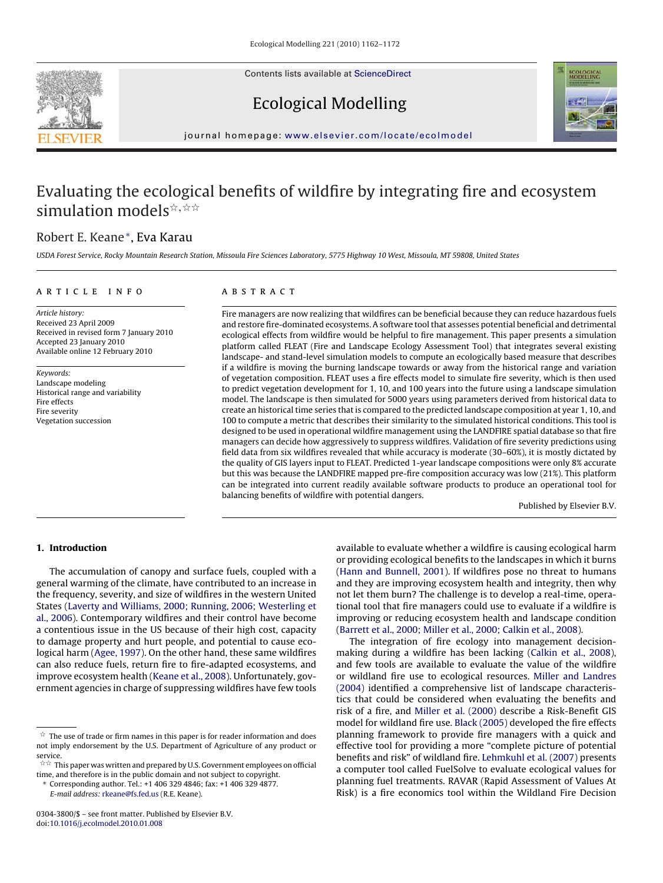# Evaluating the ecological benefits of wildfire by integrating fire and ecosystem simulation models☆,☆☆

Robert E. Keane*, Eva Karau

*USDA Forest Service, Rocky Mountain Research Station, Missoula Fire Sciences Laboratory, 5775 Highway 10 West, Missoula, MT 59808, United States*

## ARTICLE INFO

*Article history:*
Received 23 April 2009
Received in revised form 7 January 2010
Accepted 23 January 2010
Available online 12 February 2010

*Keywords:*
Landscape modeling
Historical range and variability
Fire effects
Fire severity
Vegetation succession

## ABSTRACT

Fire managers are now realizing that wildfires can be beneficial because they can reduce hazardous fuels and restore fire-dominated ecosystems. A software tool that assesses potential beneficial and detrimental ecological effects from wildfire would be helpful to fire management. This paper presents a simulation platform called FLEAT (Fire and Landscape Ecology Assessment Tool) that integrates several existing landscape- and stand-level simulation models to compute an ecologically based measure that describes if a wildfire is moving the burning landscape towards or away from the historical range and variation of vegetation composition. FLEAT uses a fire effects model to simulate fire severity, which is then used to predict vegetation development for 1, 10, and 100 years into the future using a landscape simulation model. The landscape is then simulated for 5000 years using parameters derived from historical data to create an historical time series that is compared to the predicted landscape composition at year 1, 10, and 100 to compute a metric that describes their similarity to the simulated historical conditions. This tool is designed to be used in operational wildfire management using the LANDFIRE spatial database so that fire managers can decide how aggressively to suppress wildfires. Validation of fire severity predictions using field data from six wildfires revealed that while accuracy is moderate (30–60%), it is mostly dictated by the quality of GIS layers input to FLEAT. Predicted 1-year landscape compositions were only 8% accurate but this was because the LANDFIRE mapped pre-fire composition accuracy was low (21%). This platform can be integrated into current readily available software products to produce an operational tool for balancing benefits of wildfire with potential dangers.

Published by Elsevier B.V.

## 1. Introduction

The accumulation of canopy and surface fuels, coupled with a general warming of the climate, have contributed to an increase in the frequency, severity, and size of wildfires in the western United States (Laverty and Williams, 2000; Running, 2006; Westerling et al., 2006). Contemporary wildfires and their control have become a contentious issue in the US because of their high cost, capacity to damage property and hurt people, and potential to cause ecological harm (Agee, 1997). On the other hand, these same wildfires can also reduce fuels, return fire to fire-adapted ecosystems, and improve ecosystem health (Keane et al., 2008). Unfortunately, government agencies in charge of suppressing wildfires have few tools available to evaluate whether a wildfire is causing ecological harm or providing ecological benefits to the landscapes in which it burns (Hann and Bunnell, 2001). If wildfires pose no threat to humans and they are improving ecosystem health and integrity, then why not let them burn? The challenge is to develop a real-time, operational tool that fire managers could use to evaluate if a wildfire is improving or reducing ecosystem health and landscape condition (Barrett et al., 2000; Miller et al., 2000; Calkin et al., 2008).

The integration of fire ecology into management decision-making during a wildfire has been lacking (Calkin et al., 2008), and few tools are available to evaluate the value of the wildfire or wildland fire use to ecological resources. Miller and Landres (2004) identified a comprehensive list of landscape characteristics that could be considered when evaluating the benefits and risk of a fire, and Miller et al. (2000) describe a Risk-Benefit GIS model for wildland fire use. Black (2005) developed the fire effects planning framework to provide fire managers with a quick and effective tool for providing a more "complete picture of potential benefits and risk" of wildland fire. Lehmkuhl et al. (2007) presents a computer tool called FuelSolve to evaluate ecological values for planning fuel treatments. RAVAR (Rapid Assessment of Values At Risk) is a fire economics tool within the Wildland Fire Decision

---

☆ The use of trade or firm names in this paper is for reader information and does not imply endorsement by the U.S. Department of Agriculture of any product or service.

☆☆ This paper was written and prepared by U.S. Government employees on official time, and therefore is in the public domain and not subject to copyright.

\* Corresponding author. Tel.: +1 406 329 4846; fax: +1 406 329 4877. *E-mail address:* rkeane@fs.fed.us (R.E. Keane).

0304-3800/$ – see front matter. Published by Elsevier B.V.
doi:10.1016/j.ecolmodel.2010.01.008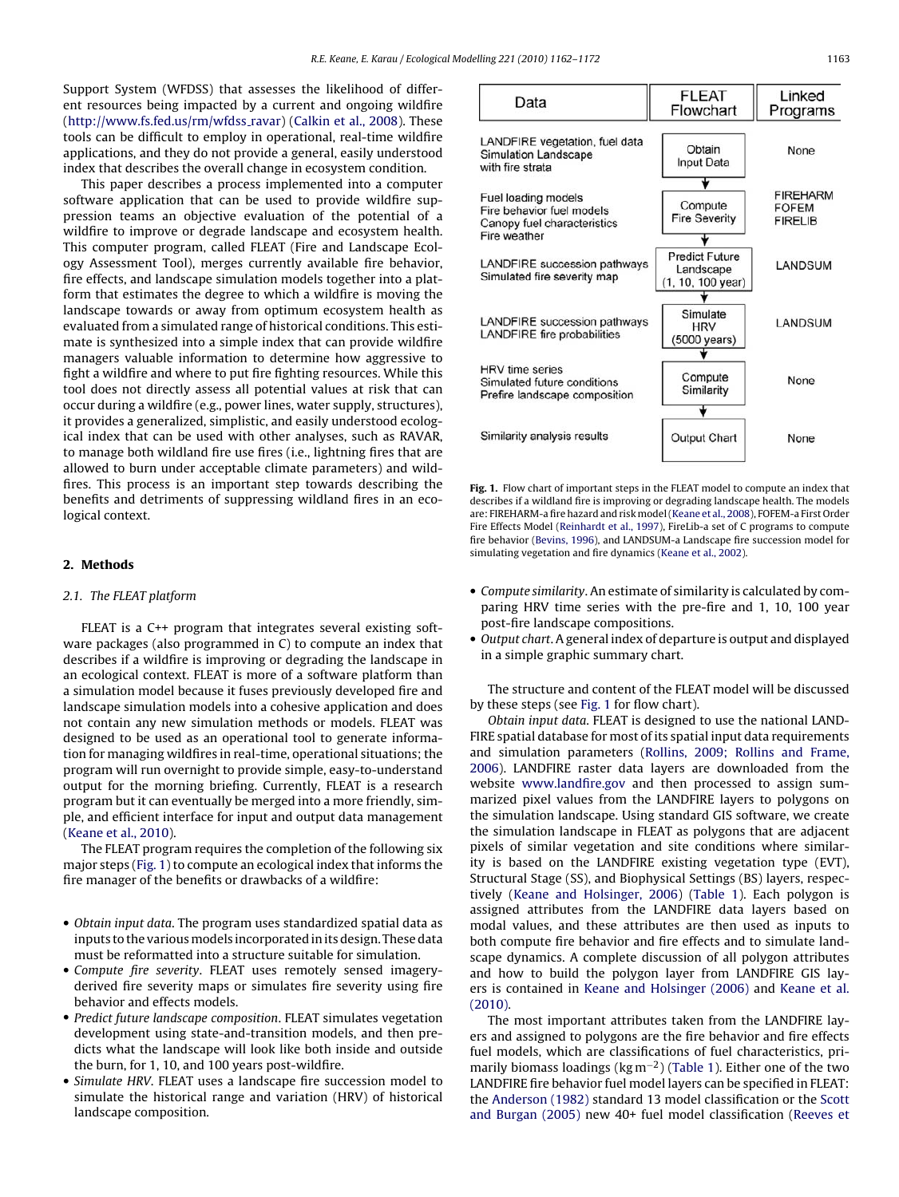Support System (WFDSS) that assesses the likelihood of different resources being impacted by a current and ongoing wildfire (http://www.fs.fed.us/rm/wfdss_ravar) (Calkin et al., 2008). These tools can be difficult to employ in operational, real-time wildfire applications, and they do not provide a general, easily understood index that describes the overall change in ecosystem condition.

This paper describes a process implemented into a computer software application that can be used to provide wildfire suppression teams an objective evaluation of the potential of a wildfire to improve or degrade landscape and ecosystem health. This computer program, called FLEAT (Fire and Landscape Ecology Assessment Tool), merges currently available fire behavior, fire effects, and landscape simulation models together into a platform that estimates the degree to which a wildfire is moving the landscape towards or away from optimum ecosystem health as evaluated from a simulated range of historical conditions. This estimate is synthesized into a simple index that can provide wildfire managers valuable information to determine how aggressive to fight a wildfire and where to put fire fighting resources. While this tool does not directly assess all potential values at risk that can occur during a wildfire (e.g., power lines, water supply, structures), it provides a generalized, simplistic, and easily understood ecological index that can be used with other analyses, such as RAVAR, to manage both wildland fire use fires (i.e., lightning fires that are allowed to burn under acceptable climate parameters) and wildfires. This process is an important step towards describing the benefits and detriments of suppressing wildland fires in an ecological context.

## 2. Methods

### 2.1. The FLEAT platform

FLEAT is a C++ program that integrates several existing software packages (also programmed in C) to compute an index that describes if a wildfire is improving or degrading the landscape in an ecological context. FLEAT is more of a software platform than a simulation model because it fuses previously developed fire and landscape simulation models into a cohesive application and does not contain any new simulation methods or models. FLEAT was designed to be used as an operational tool to generate information for managing wildfires in real-time, operational situations; the program will run overnight to provide simple, easy-to-understand output for the morning briefing. Currently, FLEAT is a research program but it can eventually be merged into a more friendly, simple, and efficient interface for input and output data management (Keane et al., 2010).

The FLEAT program requires the completion of the following six major steps (Fig. 1) to compute an ecological index that informs the fire manager of the benefits or drawbacks of a wildfire:

- *Obtain input data*. The program uses standardized spatial data as inputs to the various models incorporated in its design. These data must be reformatted into a structure suitable for simulation.
- *Compute fire severity*. FLEAT uses remotely sensed imagery-derived fire severity maps or simulates fire severity using fire behavior and effects models.
- *Predict future landscape composition*. FLEAT simulates vegetation development using state-and-transition models, and then predicts what the landscape will look like both inside and outside the burn, for 1, 10, and 100 years post-wildfire.
- *Simulate HRV*. FLEAT uses a landscape fire succession model to simulate the historical range and variation (HRV) of historical landscape composition.

| Data | FLEAT Flowchart | Linked Programs |
|---|---|---|
| LANDFIRE vegetation, fuel data<br>Simulation Landscape with fire strata | Obtain Input Data | None |
| Fuel loading models<br>Fire behavior fuel models<br>Canopy fuel characteristics<br>Fire weather | Compute Fire Severity | FIREHARM<br>FOFEM<br>FIRELIB |
| LANDFIRE succession pathways<br>Simulated fire severity map | Predict Future Landscape (1, 10, 100 year) | LANDSUM |
| LANDFIRE succession pathways<br>LANDFIRE fire probabilities | Simulate HRV (5000 years) | LANDSUM |
| HRV time series<br>Simulated future conditions<br>Prefire landscape composition | Compute Similarity | None |
| Similarity analysis results | Output Chart | None |

**Fig. 1.** Flow chart of important steps in the FLEAT model to compute an index that describes if a wildland fire is improving or degrading landscape health. The models are: FIREHARM-a fire hazard and risk model (Keane et al., 2008), FOFEM-a First Order Fire Effects Model (Reinhardt et al., 1997), FireLib-a set of C programs to compute fire behavior (Bevins, 1996), and LANDSUM-a Landscape fire succession model for simulating vegetation and fire dynamics (Keane et al., 2002).

- *Compute similarity*. An estimate of similarity is calculated by comparing HRV time series with the pre-fire and 1, 10, 100 year post-fire landscape compositions.
- *Output chart*. A general index of departure is output and displayed in a simple graphic summary chart.

The structure and content of the FLEAT model will be discussed by these steps (see Fig. 1 for flow chart).

*Obtain input data*. FLEAT is designed to use the national LANDFIRE spatial database for most of its spatial input data requirements and simulation parameters (Rollins, 2009; Rollins and Frame, 2006). LANDFIRE raster data layers are downloaded from the website www.landfire.gov and then processed to assign summarized pixel values from the LANDFIRE layers to polygons on the simulation landscape. Using standard GIS software, we create the simulation landscape in FLEAT as polygons that are adjacent pixels of similar vegetation and site conditions where similarity is based on the LANDFIRE existing vegetation type (EVT), Structural Stage (SS), and Biophysical Settings (BS) layers, respectively (Keane and Holsinger, 2006) (Table 1). Each polygon is assigned attributes from the LANDFIRE data layers based on modal values, and these attributes are then used as inputs to both compute fire behavior and fire effects and to simulate landscape dynamics. A complete discussion of all polygon attributes and how to build the polygon layer from LANDFIRE GIS layers is contained in Keane and Holsinger (2006) and Keane et al. (2010).

The most important attributes taken from the LANDFIRE layers and assigned to polygons are the fire behavior and fire effects fuel models, which are classifications of fuel characteristics, primarily biomass loadings (kg $m^{-2}$) (Table 1). Either one of the two LANDFIRE fire behavior fuel model layers can be specified in FLEAT: the Anderson (1982) standard 13 model classification or the Scott and Burgan (2005) new 40+ fuel model classification (Reeves et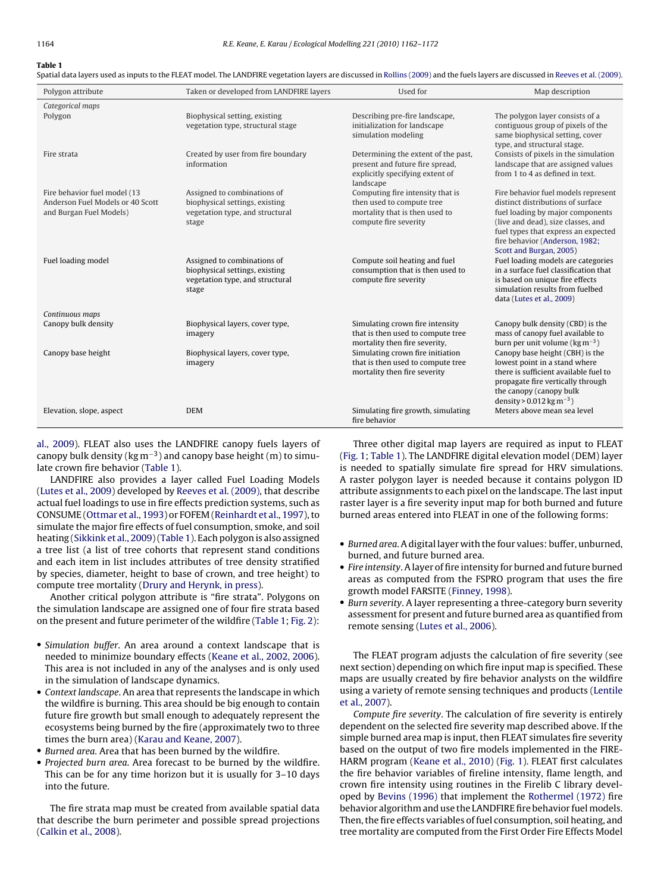**Table 1**
Spatial data layers used as inputs to the FLEAT model. The LANDFIRE vegetation layers are discussed in Rollins (2009) and the fuels layers are discussed in Reeves et al. (2009).

| Polygon attribute | Taken or developed from LANDFIRE layers | Used for | Map description |
|---|---|---|---|
| *Categorical maps* | | | |
| Polygon | Biophysical setting, existing vegetation type, structural stage | Describing pre-fire landscape, initialization for landscape simulation modeling | The polygon layer consists of a contiguous group of pixels of the same biophysical setting, cover type, and structural stage. |
| Fire strata | Created by user from fire boundary information | Determining the extent of the past, present and future fire spread, explicitly specifying extent of landscape | Consists of pixels in the simulation landscape that are assigned values from 1 to 4 as defined in text. |
| Fire behavior fuel model (13 Anderson Fuel Models or 40 Scott and Burgan Fuel Models) | Assigned to combinations of biophysical settings, existing vegetation type, and structural stage | Computing fire intensity that is then used to compute tree mortality that is then used to compute fire severity | Fire behavior fuel models represent distinct distributions of surface fuel loading by major components (live and dead), size classes, and fuel types that express an expected fire behavior (Anderson, 1982; Scott and Burgan, 2005) |
| Fuel loading model | Assigned to combinations of biophysical settings, existing vegetation type, and structural stage | Compute soil heating and fuel consumption that is then used to compute fire severity | Fuel loading models are categories in a surface fuel classification that is based on unique fire effects simulation results from fuelbed data (Lutes et al., 2009) |
| *Continuous maps* | | | |
| Canopy bulk density | Biophysical layers, cover type, imagery | Simulating crown fire intensity that is then used to compute tree mortality then fire severity, | Canopy bulk density (CBD) is the mass of canopy fuel available to burn per unit volume (kg m$^{-3}$) |
| Canopy base height | Biophysical layers, cover type, imagery | Simulating crown fire initiation that is then used to compute tree mortality then fire severity | Canopy base height (CBH) is the lowest point in a stand where there is sufficient available fuel to propagate fire vertically through the canopy (canopy bulk density > 0.012 kg m$^{-3}$) |
| Elevation, slope, aspect | DEM | Simulating fire growth, simulating fire behavior | Meters above mean sea level |

al., 2009). FLEAT also uses the LANDFIRE canopy fuels layers of canopy bulk density (kg m$^{-3}$) and canopy base height (m) to simulate crown fire behavior (Table 1).

LANDFIRE also provides a layer called Fuel Loading Models (Lutes et al., 2009) developed by Reeves et al. (2009), that describe actual fuel loadings to use in fire effects prediction systems, such as CONSUME (Ottmar et al., 1993) or FOFEM (Reinhardt et al., 1997), to simulate the major fire effects of fuel consumption, smoke, and soil heating (Sikkink et al., 2009) (Table 1). Each polygon is also assigned a tree list (a list of tree cohorts that represent stand conditions and each item in list includes attributes of tree density stratified by species, diameter, height to base of crown, and tree height) to compute tree mortality (Drury and Herynk, in press).

Another critical polygon attribute is "fire strata". Polygons on the simulation landscape are assigned one of four fire strata based on the present and future perimeter of the wildfire (Table 1; Fig. 2):

- *Simulation buffer*. An area around a context landscape that is needed to minimize boundary effects (Keane et al., 2002, 2006). This area is not included in any of the analyses and is only used in the simulation of landscape dynamics.
- *Context landscape*. An area that represents the landscape in which the wildfire is burning. This area should be big enough to contain future fire growth but small enough to adequately represent the ecosystems being burned by the fire (approximately two to three times the burn area) (Karau and Keane, 2007).
- *Burned area*. Area that has been burned by the wildfire.
- *Projected burn area*. Area forecast to be burned by the wildfire. This can be for any time horizon but it is usually for 3–10 days into the future.

The fire strata map must be created from available spatial data that describe the burn perimeter and possible spread projections (Calkin et al., 2008).

Three other digital map layers are required as input to FLEAT (Fig. 1; Table 1). The LANDFIRE digital elevation model (DEM) layer is needed to spatially simulate fire spread for HRV simulations. A raster polygon layer is needed because it contains polygon ID attribute assignments to each pixel on the landscape. The last input raster layer is a fire severity input map for both burned and future burned areas entered into FLEAT in one of the following forms:

- *Burned area*. A digital layer with the four values: buffer, unburned, burned, and future burned area.
- *Fire intensity*. A layer of fire intensity for burned and future burned areas as computed from the FSPRO program that uses the fire growth model FARSITE (Finney, 1998).
- *Burn severity*. A layer representing a three-category burn severity assessment for present and future burned area as quantified from remote sensing (Lutes et al., 2006).

The FLEAT program adjusts the calculation of fire severity (see next section) depending on which fire input map is specified. These maps are usually created by fire behavior analysts on the wildfire using a variety of remote sensing techniques and products (Lentile et al., 2007).

*Compute fire severity*. The calculation of fire severity is entirely dependent on the selected fire severity map described above. If the simple burned area map is input, then FLEAT simulates fire severity based on the output of two fire models implemented in the FIREHARM program (Keane et al., 2010) (Fig. 1). FLEAT first calculates the fire behavior variables of fireline intensity, flame length, and crown fire intensity using routines in the Firelib C library developed by Bevins (1996) that implement the Rothermel (1972) fire behavior algorithm and use the LANDFIRE fire behavior fuel models. Then, the fire effects variables of fuel consumption, soil heating, and tree mortality are computed from the First Order Fire Effects Model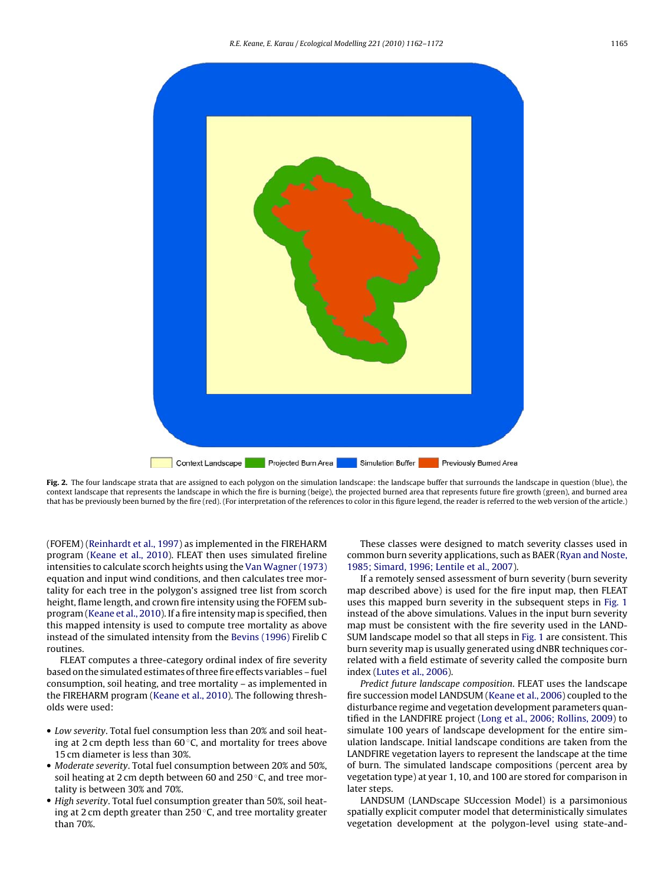Context Landscape | Projected Burn Area | Simulation Buffer | Previously Burned Area

**Fig. 2.** The four landscape strata that are assigned to each polygon on the simulation landscape: the landscape buffer that surrounds the landscape in question (blue), the context landscape that represents the landscape in which the fire is burning (beige), the projected burned area that represents future fire growth (green), and burned area that has be previously been burned by the fire (red). (For interpretation of the references to color in this figure legend, the reader is referred to the web version of the article.)

(FOFEM) (Reinhardt et al., 1997) as implemented in the FIREHARM program (Keane et al., 2010). FLEAT then uses simulated fireline intensities to calculate scorch heights using the Van Wagner (1973) equation and input wind conditions, and then calculates tree mortality for each tree in the polygon's assigned tree list from scorch height, flame length, and crown fire intensity using the FOFEM subprogram (Keane et al., 2010). If a fire intensity map is specified, then this mapped intensity is used to compute tree mortality as above instead of the simulated intensity from the Bevins (1996) Firelib C routines.

FLEAT computes a three-category ordinal index of fire severity based on the simulated estimates of three fire effects variables – fuel consumption, soil heating, and tree mortality – as implemented in the FIREHARM program (Keane et al., 2010). The following thresholds were used:

- *Low severity*. Total fuel consumption less than 20% and soil heating at 2 cm depth less than 60 °C, and mortality for trees above 15 cm diameter is less than 30%.
- *Moderate severity*. Total fuel consumption between 20% and 50%, soil heating at 2 cm depth between 60 and 250 °C, and tree mortality is between 30% and 70%.
- *High severity*. Total fuel consumption greater than 50%, soil heating at 2 cm depth greater than 250 °C, and tree mortality greater than 70%.

These classes were designed to match severity classes used in common burn severity applications, such as BAER (Ryan and Noste, 1985; Simard, 1996; Lentile et al., 2007).

If a remotely sensed assessment of burn severity (burn severity map described above) is used for the fire input map, then FLEAT uses this mapped burn severity in the subsequent steps in Fig. 1 instead of the above simulations. Values in the input burn severity map must be consistent with the fire severity used in the LANDSUM landscape model so that all steps in Fig. 1 are consistent. This burn severity map is usually generated using dNBR techniques correlated with a field estimate of severity called the composite burn index (Lutes et al., 2006).

*Predict future landscape composition*. FLEAT uses the landscape fire succession model LANDSUM (Keane et al., 2006) coupled to the disturbance regime and vegetation development parameters quantified in the LANDFIRE project (Long et al., 2006; Rollins, 2009) to simulate 100 years of landscape development for the entire simulation landscape. Initial landscape conditions are taken from the LANDFIRE vegetation layers to represent the landscape at the time of burn. The simulated landscape compositions (percent area by vegetation type) at year 1, 10, and 100 are stored for comparison in later steps.

LANDSUM (LANDscape SUccession Model) is a parsimonious spatially explicit computer model that deterministically simulates vegetation development at the polygon-level using state-and-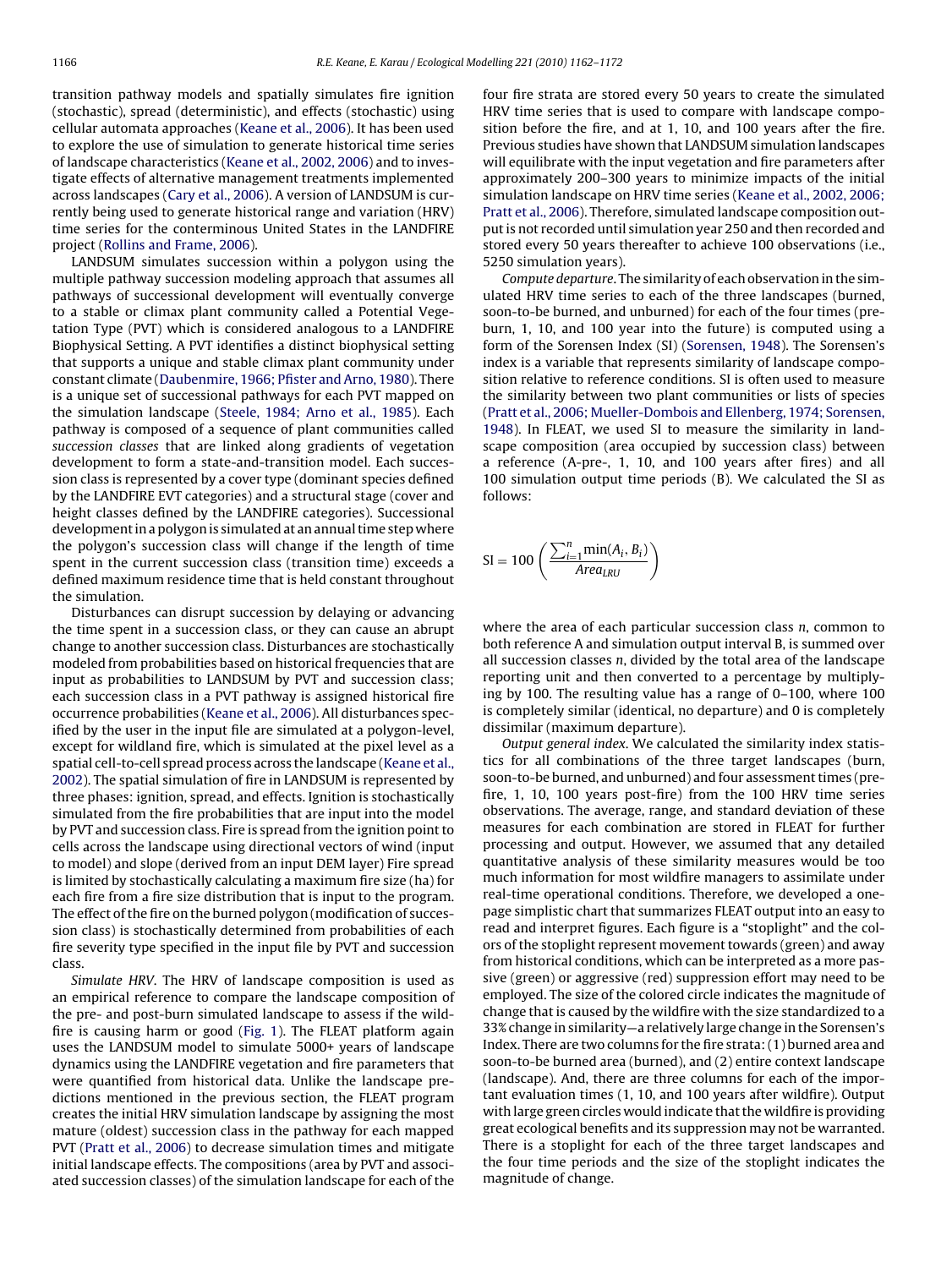transition pathway models and spatially simulates fire ignition (stochastic), spread (deterministic), and effects (stochastic) using cellular automata approaches (Keane et al., 2006). It has been used to explore the use of simulation to generate historical time series of landscape characteristics (Keane et al., 2002, 2006) and to investigate effects of alternative management treatments implemented across landscapes (Cary et al., 2006). A version of LANDSUM is currently being used to generate historical range and variation (HRV) time series for the conterminous United States in the LANDFIRE project (Rollins and Frame, 2006).

LANDSUM simulates succession within a polygon using the multiple pathway succession modeling approach that assumes all pathways of successional development will eventually converge to a stable or climax plant community called a Potential Vegetation Type (PVT) which is considered analogous to a LANDFIRE Biophysical Setting. A PVT identifies a distinct biophysical setting that supports a unique and stable climax plant community under constant climate (Daubenmire, 1966; Pfister and Arno, 1980). There is a unique set of successional pathways for each PVT mapped on the simulation landscape (Steele, 1984; Arno et al., 1985). Each pathway is composed of a sequence of plant communities called *succession classes* that are linked along gradients of vegetation development to form a state-and-transition model. Each succession class is represented by a cover type (dominant species defined by the LANDFIRE EVT categories) and a structural stage (cover and height classes defined by the LANDFIRE categories). Successional development in a polygon is simulated at an annual time step where the polygon's succession class will change if the length of time spent in the current succession class (transition time) exceeds a defined maximum residence time that is held constant throughout the simulation.

Disturbances can disrupt succession by delaying or advancing the time spent in a succession class, or they can cause an abrupt change to another succession class. Disturbances are stochastically modeled from probabilities based on historical frequencies that are input as probabilities to LANDSUM by PVT and succession class; each succession class in a PVT pathway is assigned historical fire occurrence probabilities (Keane et al., 2006). All disturbances specified by the user in the input file are simulated at a polygon-level, except for wildland fire, which is simulated at the pixel level as a spatial cell-to-cell spread process across the landscape (Keane et al., 2002). The spatial simulation of fire in LANDSUM is represented by three phases: ignition, spread, and effects. Ignition is stochastically simulated from the fire probabilities that are input into the model by PVT and succession class. Fire is spread from the ignition point to cells across the landscape using directional vectors of wind (input to model) and slope (derived from an input DEM layer) Fire spread is limited by stochastically calculating a maximum fire size (ha) for each fire from a fire size distribution that is input to the program. The effect of the fire on the burned polygon (modification of succession class) is stochastically determined from probabilities of each fire severity type specified in the input file by PVT and succession class.

*Simulate HRV*. The HRV of landscape composition is used as an empirical reference to compare the landscape composition of the pre- and post-burn simulated landscape to assess if the wildfire is causing harm or good (Fig. 1). The FLEAT platform again uses the LANDSUM model to simulate 5000+ years of landscape dynamics using the LANDFIRE vegetation and fire parameters that were quantified from historical data. Unlike the landscape predictions mentioned in the previous section, the FLEAT program creates the initial HRV simulation landscape by assigning the most mature (oldest) succession class in the pathway for each mapped PVT (Pratt et al., 2006) to decrease simulation times and mitigate initial landscape effects. The compositions (area by PVT and associated succession classes) of the simulation landscape for each of the four fire strata are stored every 50 years to create the simulated HRV time series that is used to compare with landscape composition before the fire, and at 1, 10, and 100 years after the fire. Previous studies have shown that LANDSUM simulation landscapes will equilibrate with the input vegetation and fire parameters after approximately 200–300 years to minimize impacts of the initial simulation landscape on HRV time series (Keane et al., 2002, 2006; Pratt et al., 2006). Therefore, simulated landscape composition output is not recorded until simulation year 250 and then recorded and stored every 50 years thereafter to achieve 100 observations (i.e., 5250 simulation years).

*Compute departure*. The similarity of each observation in the simulated HRV time series to each of the three landscapes (burned, soon-to-be burned, and unburned) for each of the four times (preburn, 1, 10, and 100 year into the future) is computed using a form of the Sorensen Index (SI) (Sorensen, 1948). The Sorensen's index is a variable that represents similarity of landscape composition relative to reference conditions. SI is often used to measure the similarity between two plant communities or lists of species (Pratt et al., 2006; Mueller-Dombois and Ellenberg, 1974; Sorensen, 1948). In FLEAT, we used SI to measure the similarity in landscape composition (area occupied by succession class) between a reference (A-pre-, 1, 10, and 100 years after fires) and all 100 simulation output time periods (B). We calculated the SI as follows:

$$\mathrm{SI} = 100\left(\frac{\sum_{i=1}^{n} \min(A_i, B_i)}{Area_{LRU}}\right)$$

where the area of each particular succession class $n$, common to both reference A and simulation output interval B, is summed over all succession classes $n$, divided by the total area of the landscape reporting unit and then converted to a percentage by multiplying by 100. The resulting value has a range of 0–100, where 100 is completely similar (identical, no departure) and 0 is completely dissimilar (maximum departure).

*Output general index*. We calculated the similarity index statistics for all combinations of the three target landscapes (burn, soon-to-be burned, and unburned) and four assessment times (prefire, 1, 10, 100 years post-fire) from the 100 HRV time series observations. The average, range, and standard deviation of these measures for each combination are stored in FLEAT for further processing and output. However, we assumed that any detailed quantitative analysis of these similarity measures would be too much information for most wildfire managers to assimilate under real-time operational conditions. Therefore, we developed a one-page simplistic chart that summarizes FLEAT output into an easy to read and interpret figures. Each figure is a "stoplight" and the colors of the stoplight represent movement towards (green) and away from historical conditions, which can be interpreted as a more passive (green) or aggressive (red) suppression effort may need to be employed. The size of the colored circle indicates the magnitude of change that is caused by the wildfire with the size standardized to a 33% change in similarity—a relatively large change in the Sorensen's Index. There are two columns for the fire strata: (1) burned area and soon-to-be burned area (burned), and (2) entire context landscape (landscape). And, there are three columns for each of the important evaluation times (1, 10, and 100 years after wildfire). Output with large green circles would indicate that the wildfire is providing great ecological benefits and its suppression may not be warranted. There is a stoplight for each of the three target landscapes and the four time periods and the size of the stoplight indicates the magnitude of change.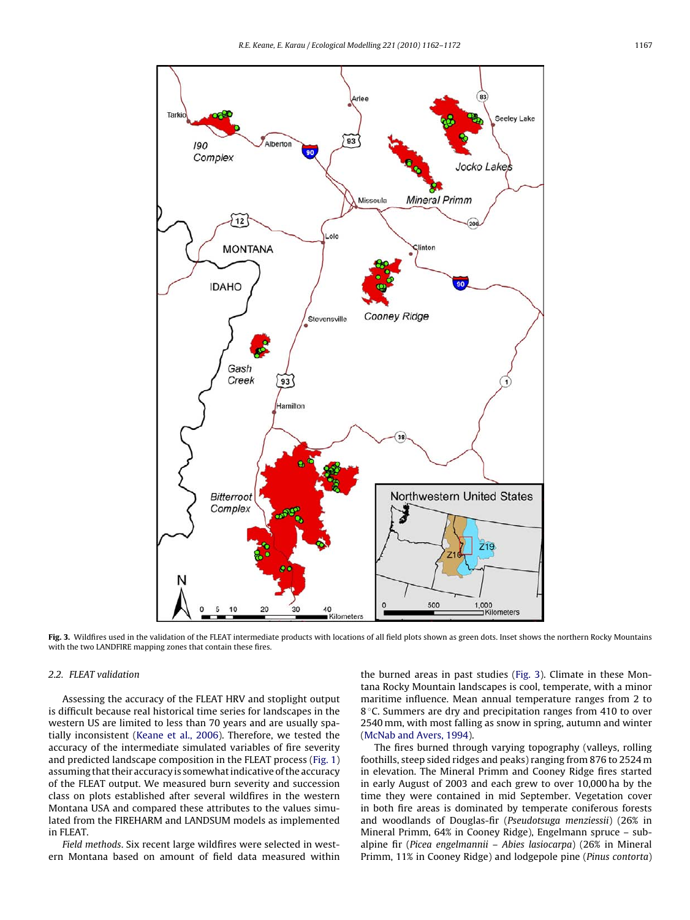Fig. 3. Wildfires used in the validation of the FLEAT intermediate products with locations of all field plots shown as green dots. Inset shows the northern Rocky Mountains with the two LANDFIRE mapping zones that contain these fires.

### 2.2. FLEAT validation

Assessing the accuracy of the FLEAT HRV and stoplight output is difficult because real historical time series for landscapes in the western US are limited to less than 70 years and are usually spatially inconsistent (Keane et al., 2006). Therefore, we tested the accuracy of the intermediate simulated variables of fire severity and predicted landscape composition in the FLEAT process (Fig. 1) assuming that their accuracy is somewhat indicative of the accuracy of the FLEAT output. We measured burn severity and succession class on plots established after several wildfires in the western Montana USA and compared these attributes to the values simulated from the FIREHARM and LANDSUM models as implemented in FLEAT.

*Field methods*. Six recent large wildfires were selected in western Montana based on amount of field data measured within the burned areas in past studies (Fig. 3). Climate in these Montana Rocky Mountain landscapes is cool, temperate, with a minor maritime influence. Mean annual temperature ranges from 2 to 8 °C. Summers are dry and precipitation ranges from 410 to over 2540 mm, with most falling as snow in spring, autumn and winter (McNab and Avers, 1994).

The fires burned through varying topography (valleys, rolling foothills, steep sided ridges and peaks) ranging from 876 to 2524 m in elevation. The Mineral Primm and Cooney Ridge fires started in early August of 2003 and each grew to over 10,000 ha by the time they were contained in mid September. Vegetation cover in both fire areas is dominated by temperate coniferous forests and woodlands of Douglas-fir (*Pseudotsuga menziessii*) (26% in Mineral Primm, 64% in Cooney Ridge), Engelmann spruce – subalpine fir (*Picea engelmannii* – *Abies lasiocarpa*) (26% in Mineral Primm, 11% in Cooney Ridge) and lodgepole pine (*Pinus contorta*)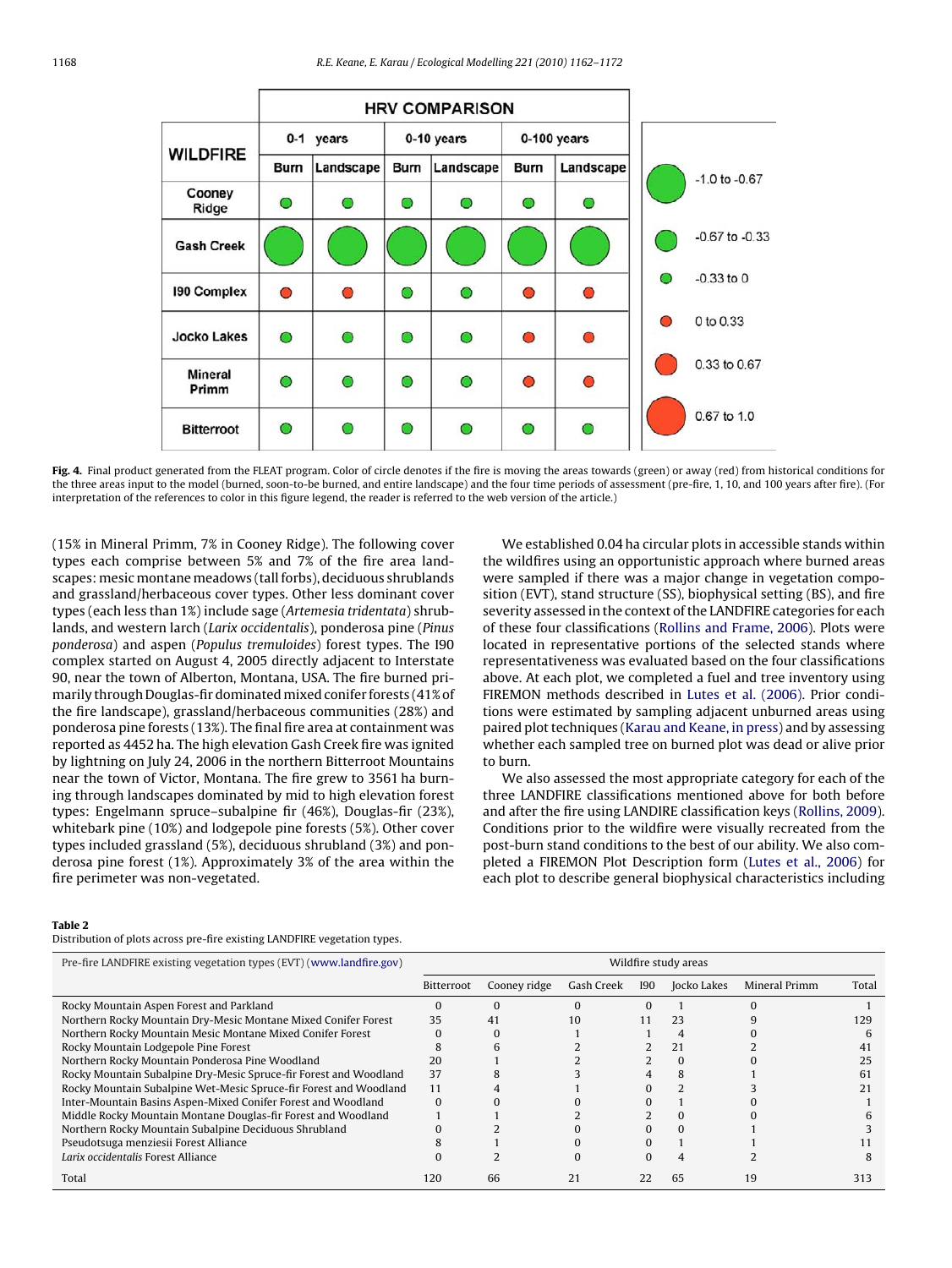**Fig. 4.** Final product generated from the FLEAT program. Color of circle denotes if the fire is moving the areas towards (green) or away (red) from historical conditions for the three areas input to the model (burned, soon-to-be burned, and entire landscape) and the four time periods of assessment (pre-fire, 1, 10, and 100 years after fire). (For interpretation of the references to color in this figure legend, the reader is referred to the web version of the article.)

(15% in Mineral Primm, 7% in Cooney Ridge). The following cover types each comprise between 5% and 7% of the fire area landscapes: mesic montane meadows (tall forbs), deciduous shrublands and grassland/herbaceous cover types. Other less dominant cover types (each less than 1%) include sage (*Artemesia tridentata*) shrublands, and western larch (*Larix occidentalis*), ponderosa pine (*Pinus ponderosa*) and aspen (*Populus tremuloides*) forest types. The I90 complex started on August 4, 2005 directly adjacent to Interstate 90, near the town of Alberton, Montana, USA. The fire burned primarily through Douglas-fir dominated mixed conifer forests (41% of the fire landscape), grassland/herbaceous communities (28%) and ponderosa pine forests (13%). The final fire area at containment was reported as 4452 ha. The high elevation Gash Creek fire was ignited by lightning on July 24, 2006 in the northern Bitterroot Mountains near the town of Victor, Montana. The fire grew to 3561 ha burning through landscapes dominated by mid to high elevation forest types: Engelmann spruce–subalpine fir (46%), Douglas-fir (23%), whitebark pine (10%) and lodgepole pine forests (5%). Other cover types included grassland (5%), deciduous shrubland (3%) and ponderosa pine forest (1%). Approximately 3% of the area within the fire perimeter was non-vegetated.

We established 0.04 ha circular plots in accessible stands within the wildfires using an opportunistic approach where burned areas were sampled if there was a major change in vegetation composition (EVT), stand structure (SS), biophysical setting (BS), and fire severity assessed in the context of the LANDFIRE categories for each of these four classifications (Rollins and Frame, 2006). Plots were located in representative portions of the selected stands where representativeness was evaluated based on the four classifications above. At each plot, we completed a fuel and tree inventory using FIREMON methods described in Lutes et al. (2006). Prior conditions were estimated by sampling adjacent unburned areas using paired plot techniques (Karau and Keane, in press) and by assessing whether each sampled tree on burned plot was dead or alive prior to burn.

We also assessed the most appropriate category for each of the three LANDFIRE classifications mentioned above for both before and after the fire using LANDFIRE classification keys (Rollins, 2009). Conditions prior to the wildfire were visually recreated from the post-burn stand conditions to the best of our ability. We also completed a FIREMON Plot Description form (Lutes et al., 2006) for each plot to describe general biophysical characteristics including

**Table 2**
Distribution of plots across pre-fire existing LANDFIRE vegetation types.

| Pre-fire LANDFIRE existing vegetation types (EVT) (www.landfire.gov) | Wildfire study areas | | | | | | |
|---|---|---|---|---|---|---|---|
| | Bitterroot | Cooney ridge | Gash Creek | I90 | Jocko Lakes | Mineral Primm | Total |
| Rocky Mountain Aspen Forest and Parkland | 0 | 0 | 0 | 0 | 1 | 0 | 1 |
| Northern Rocky Mountain Dry-Mesic Montane Mixed Conifer Forest | 35 | 41 | 10 | 11 | 23 | 9 | 129 |
| Northern Rocky Mountain Mesic Montane Mixed Conifer Forest | 0 | 0 | 1 | 1 | 4 | 0 | 6 |
| Rocky Mountain Lodgepole Pine Forest | 8 | 6 | 2 | 2 | 21 | 2 | 41 |
| Northern Rocky Mountain Ponderosa Pine Woodland | 20 | 1 | 2 | 2 | 0 | 0 | 25 |
| Rocky Mountain Subalpine Dry-Mesic Spruce-fir Forest and Woodland | 37 | 8 | 3 | 4 | 8 | 1 | 61 |
| Rocky Mountain Subalpine Wet-Mesic Spruce-fir Forest and Woodland | 11 | 4 | 1 | 0 | 2 | 3 | 21 |
| Inter-Mountain Basins Aspen-Mixed Conifer Forest and Woodland | 0 | 0 | 0 | 0 | 1 | 0 | 1 |
| Middle Rocky Mountain Montane Douglas-fir Forest and Woodland | 1 | 1 | 2 | 2 | 0 | 0 | 6 |
| Northern Rocky Mountain Subalpine Deciduous Shrubland | 0 | 2 | 0 | 0 | 0 | 1 | 3 |
| Pseudotsuga menziesii Forest Alliance | 8 | 1 | 0 | 0 | 1 | 1 | 11 |
| *Larix occidentalis* Forest Alliance | 0 | 2 | 0 | 0 | 4 | 2 | 8 |
| Total | 120 | 66 | 21 | 22 | 65 | 19 | 313 |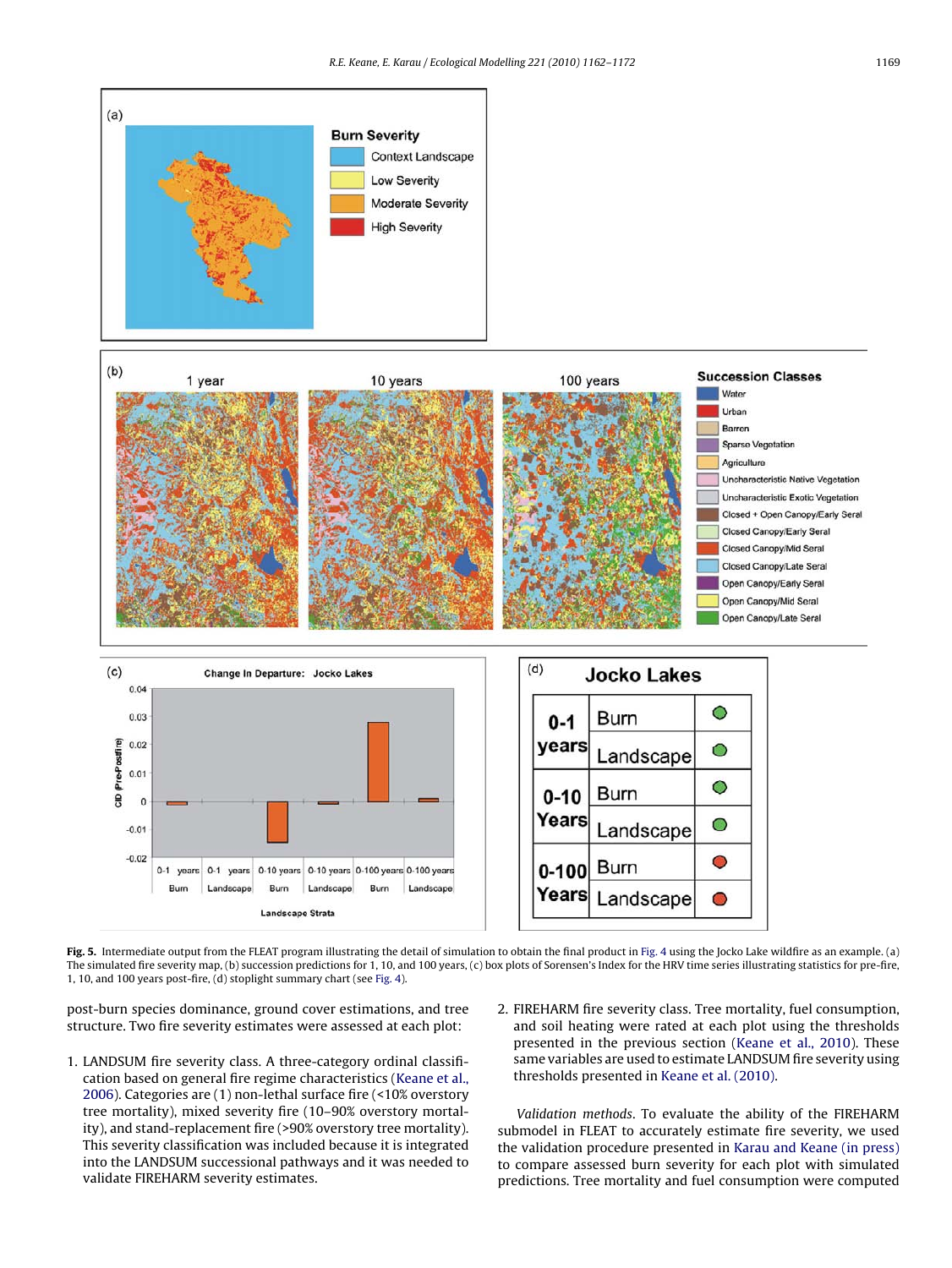**Fig. 5.** Intermediate output from the FLEAT program illustrating the detail of simulation to obtain the final product in Fig. 4 using the Jocko Lake wildfire as an example. (a) The simulated fire severity map, (b) succession predictions for 1, 10, and 100 years, (c) box plots of Sorensen's Index for the HRV time series illustrating statistics for pre-fire, 1, 10, and 100 years post-fire, (d) stoplight summary chart (see Fig. 4).

post-burn species dominance, ground cover estimations, and tree structure. Two fire severity estimates were assessed at each plot:

1. LANDSUM fire severity class. A three-category ordinal classification based on general fire regime characteristics (Keane et al., 2006). Categories are (1) non-lethal surface fire (<10% overstory tree mortality), mixed severity fire (10–90% overstory mortality), and stand-replacement fire (>90% overstory tree mortality). This severity classification was included because it is integrated into the LANDSUM successional pathways and it was needed to validate FIREHARM severity estimates.
2. FIREHARM fire severity class. Tree mortality, fuel consumption, and soil heating were rated at each plot using the thresholds presented in the previous section (Keane et al., 2010). These same variables are used to estimate LANDSUM fire severity using thresholds presented in Keane et al. (2010).

*Validation methods.* To evaluate the ability of the FIREHARM submodel in FLEAT to accurately estimate fire severity, we used the validation procedure presented in Karau and Keane (in press) to compare assessed burn severity for each plot with simulated predictions. Tree mortality and fuel consumption were computed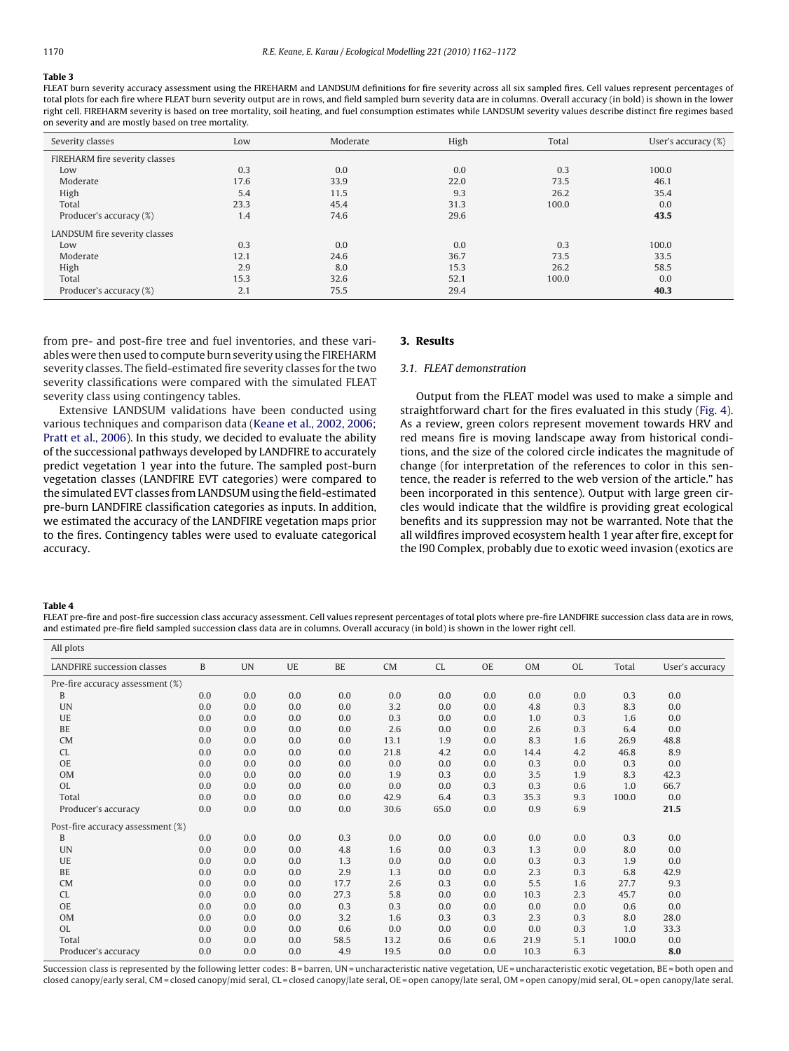**Table 3**
FLEAT burn severity accuracy assessment using the FIREHARM and LANDSUM definitions for fire severity across all six sampled fires. Cell values represent percentages of total plots for each fire where FLEAT burn severity output are in rows, and field sampled burn severity data are in columns. Overall accuracy (in bold) is shown in the lower right cell. FIREHARM severity is based on tree mortality, soil heating, and fuel consumption estimates while LANDSUM severity values describe distinct fire regimes based on severity and are mostly based on tree mortality.

| Severity classes | Low | Moderate | High | Total | User's accuracy (%) |
|---|---|---|---|---|---|
| FIREHARM fire severity classes | | | | | |
| Low | 0.3 | 0.0 | 0.0 | 0.3 | 100.0 |
| Moderate | 17.6 | 33.9 | 22.0 | 73.5 | 46.1 |
| High | 5.4 | 11.5 | 9.3 | 26.2 | 35.4 |
| Total | 23.3 | 45.4 | 31.3 | 100.0 | 0.0 |
| Producer's accuracy (%) | 1.4 | 74.6 | 29.6 | | **43.5** |
| LANDSUM fire severity classes | | | | | |
| Low | 0.3 | 0.0 | 0.0 | 0.3 | 100.0 |
| Moderate | 12.1 | 24.6 | 36.7 | 73.5 | 33.5 |
| High | 2.9 | 8.0 | 15.3 | 26.2 | 58.5 |
| Total | 15.3 | 32.6 | 52.1 | 100.0 | 0.0 |
| Producer's accuracy (%) | 2.1 | 75.5 | 29.4 | | **40.3** |

from pre- and post-fire tree and fuel inventories, and these variables were then used to compute burn severity using the FIREHARM severity classes. The field-estimated fire severity classes for the two severity classifications were compared with the simulated FLEAT severity class using contingency tables.

Extensive LANDSUM validations have been conducted using various techniques and comparison data (Keane et al., 2002, 2006; Pratt et al., 2006). In this study, we decided to evaluate the ability of the successional pathways developed by LANDFIRE to accurately predict vegetation 1 year into the future. The sampled post-burn vegetation classes (LANDFIRE EVT categories) were compared to the simulated EVT classes from LANDSUM using the field-estimated pre-burn LANDFIRE classification categories as inputs. In addition, we estimated the accuracy of the LANDFIRE vegetation maps prior to the fires. Contingency tables were used to evaluate categorical accuracy.

## 3. Results

### 3.1. FLEAT demonstration

Output from the FLEAT model was used to make a simple and straightforward chart for the fires evaluated in this study (Fig. 4). As a review, green colors represent movement towards HRV and red means fire is moving landscape away from historical conditions, and the size of the colored circle indicates the magnitude of change (for interpretation of the references to color in this sentence, the reader is referred to the web version of the article." has been incorporated in this sentence). Output with large green circles would indicate that the wildfire is providing great ecological benefits and its suppression may not be warranted. Note that the all wildfires improved ecosystem health 1 year after fire, except for the I90 Complex, probably due to exotic weed invasion (exotics are

**Table 4**
FLEAT pre-fire and post-fire succession class accuracy assessment. Cell values represent percentages of total plots where pre-fire LANDFIRE succession class data are in rows, and estimated pre-fire field sampled succession class data are in columns. Overall accuracy (in bold) is shown in the lower right cell.

| All plots | | | | | | | | | | | |
|---|---|---|---|---|---|---|---|---|---|---|---|
| LANDFIRE succession classes | B | UN | UE | BE | CM | CL | OE | OM | OL | Total | User's accuracy |
| Pre-fire accuracy assessment (%) | | | | | | | | | | | |
| B | 0.0 | 0.0 | 0.0 | 0.0 | 0.0 | 0.0 | 0.0 | 0.0 | 0.0 | 0.3 | 0.0 |
| UN | 0.0 | 0.0 | 0.0 | 0.0 | 3.2 | 0.0 | 0.0 | 4.8 | 0.3 | 8.3 | 0.0 |
| UE | 0.0 | 0.0 | 0.0 | 0.0 | 0.3 | 0.0 | 0.0 | 1.0 | 0.3 | 1.6 | 0.0 |
| BE | 0.0 | 0.0 | 0.0 | 0.0 | 2.6 | 0.0 | 0.0 | 2.6 | 0.3 | 6.4 | 0.0 |
| CM | 0.0 | 0.0 | 0.0 | 0.0 | 13.1 | 1.9 | 0.0 | 8.3 | 1.6 | 26.9 | 48.8 |
| CL | 0.0 | 0.0 | 0.0 | 0.0 | 21.8 | 4.2 | 0.0 | 14.4 | 4.2 | 46.8 | 8.9 |
| OE | 0.0 | 0.0 | 0.0 | 0.0 | 0.0 | 0.0 | 0.0 | 0.3 | 0.0 | 0.3 | 0.0 |
| OM | 0.0 | 0.0 | 0.0 | 0.0 | 1.9 | 0.3 | 0.0 | 3.5 | 1.9 | 8.3 | 42.3 |
| OL | 0.0 | 0.0 | 0.0 | 0.0 | 0.0 | 0.0 | 0.3 | 0.3 | 0.6 | 1.0 | 66.7 |
| Total | 0.0 | 0.0 | 0.0 | 0.0 | 42.9 | 6.4 | 0.3 | 35.3 | 9.3 | 100.0 | 0.0 |
| Producer's accuracy | 0.0 | 0.0 | 0.0 | 0.0 | 30.6 | 65.0 | 0.0 | 0.9 | 6.9 | | **21.5** |
| Post-fire accuracy assessment (%) | | | | | | | | | | | |
| B | 0.0 | 0.0 | 0.0 | 0.3 | 0.0 | 0.0 | 0.0 | 0.0 | 0.0 | 0.3 | 0.0 |
| UN | 0.0 | 0.0 | 0.0 | 4.8 | 1.6 | 0.0 | 0.3 | 1.3 | 0.0 | 8.0 | 0.0 |
| UE | 0.0 | 0.0 | 0.0 | 1.3 | 0.0 | 0.0 | 0.0 | 0.3 | 0.3 | 1.9 | 0.0 |
| BE | 0.0 | 0.0 | 0.0 | 2.9 | 1.3 | 0.0 | 0.0 | 2.3 | 0.3 | 6.8 | 42.9 |
| CM | 0.0 | 0.0 | 0.0 | 17.7 | 2.6 | 0.3 | 0.0 | 5.5 | 1.6 | 27.7 | 9.3 |
| CL | 0.0 | 0.0 | 0.0 | 27.3 | 5.8 | 0.0 | 0.0 | 10.3 | 2.3 | 45.7 | 0.0 |
| OE | 0.0 | 0.0 | 0.0 | 0.3 | 0.3 | 0.0 | 0.0 | 0.0 | 0.0 | 0.6 | 0.0 |
| OM | 0.0 | 0.0 | 0.0 | 3.2 | 1.6 | 0.3 | 0.3 | 2.3 | 0.3 | 8.0 | 28.0 |
| OL | 0.0 | 0.0 | 0.0 | 0.6 | 0.0 | 0.0 | 0.0 | 0.0 | 0.3 | 1.0 | 33.3 |
| Total | 0.0 | 0.0 | 0.0 | 58.5 | 13.2 | 0.6 | 0.6 | 21.9 | 5.1 | 100.0 | 0.0 |
| Producer's accuracy | 0.0 | 0.0 | 0.0 | 4.9 | 19.5 | 0.0 | 0.0 | 10.3 | 6.3 | | **8.0** |

Succession class is represented by the following letter codes: B = barren, UN = uncharacteristic native vegetation, UE = uncharacteristic exotic vegetation, BE = both open and closed canopy/early seral, CM = closed canopy/mid seral, CL = closed canopy/late seral, OE = open canopy/late seral, OM = open canopy/mid seral, OL = open canopy/late seral.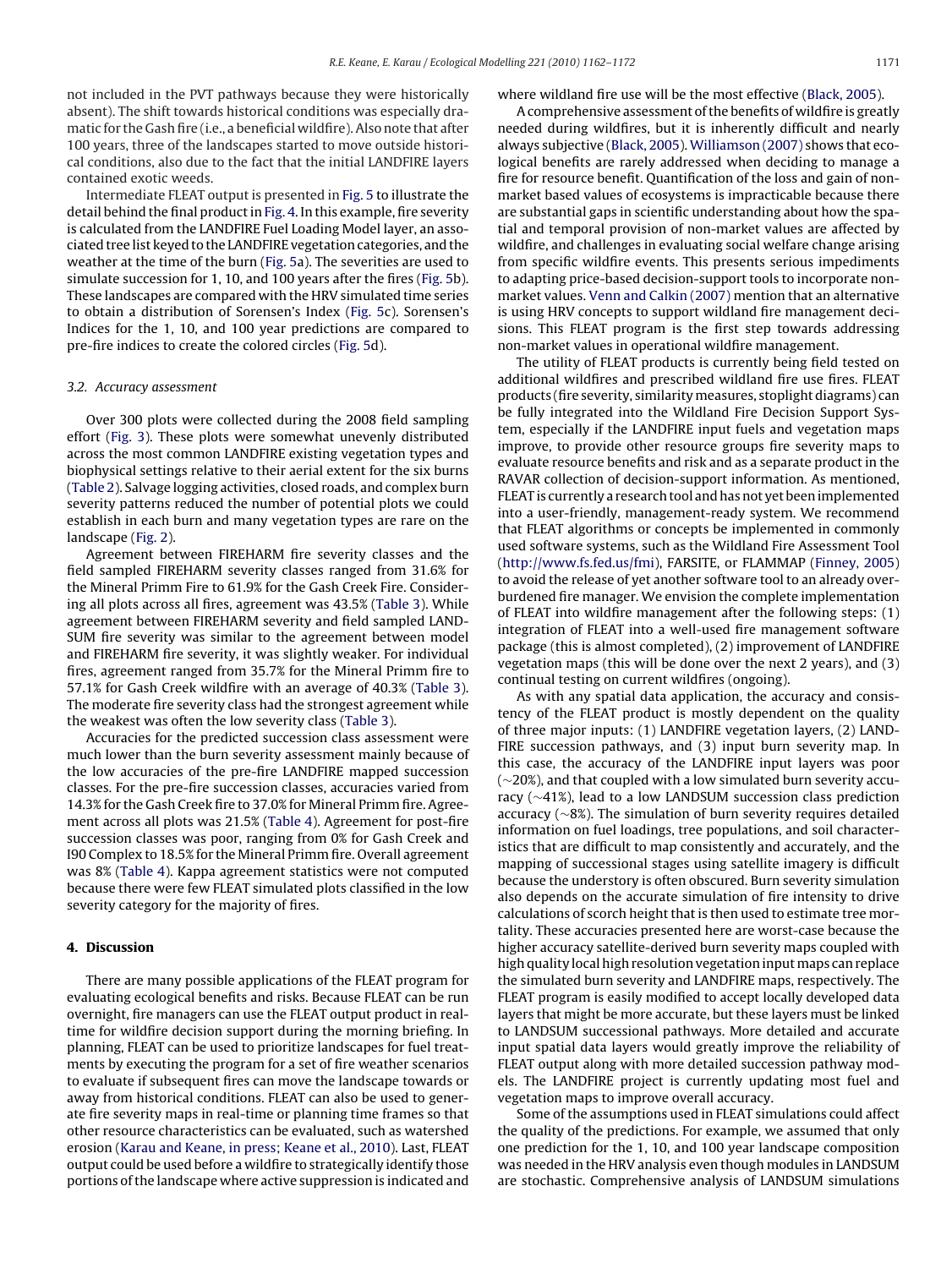not included in the PVT pathways because they were historically absent). The shift towards historical conditions was especially dramatic for the Gash fire (i.e., a beneficial wildfire). Also note that after 100 years, three of the landscapes started to move outside historical conditions, also due to the fact that the initial LANDFIRE layers contained exotic weeds.

Intermediate FLEAT output is presented in Fig. 5 to illustrate the detail behind the final product in Fig. 4. In this example, fire severity is calculated from the LANDFIRE Fuel Loading Model layer, an associated tree list keyed to the LANDFIRE vegetation categories, and the weather at the time of the burn (Fig. 5a). The severities are used to simulate succession for 1, 10, and 100 years after the fires (Fig. 5b). These landscapes are compared with the HRV simulated time series to obtain a distribution of Sorensen's Index (Fig. 5c). Sorensen's Indices for the 1, 10, and 100 year predictions are compared to pre-fire indices to create the colored circles (Fig. 5d).

### 3.2. Accuracy assessment

Over 300 plots were collected during the 2008 field sampling effort (Fig. 3). These plots were somewhat unevenly distributed across the most common LANDFIRE existing vegetation types and biophysical settings relative to their aerial extent for the six burns (Table 2). Salvage logging activities, closed roads, and complex burn severity patterns reduced the number of potential plots we could establish in each burn and many vegetation types are rare on the landscape (Fig. 2).

Agreement between FIREHARM fire severity classes and the field sampled FIREHARM severity classes ranged from 31.6% for the Mineral Primm Fire to 61.9% for the Gash Creek Fire. Considering all plots across all fires, agreement was 43.5% (Table 3). While agreement between FIREHARM severity and field sampled LANDSUM fire severity was similar to the agreement between model and FIREHARM fire severity, it was slightly weaker. For individual fires, agreement ranged from 35.7% for the Mineral Primm fire to 57.1% for Gash Creek wildfire with an average of 40.3% (Table 3). The moderate fire severity class had the strongest agreement while the weakest was often the low severity class (Table 3).

Accuracies for the predicted succession class assessment were much lower than the burn severity assessment mainly because of the low accuracies of the pre-fire LANDFIRE mapped succession classes. For the pre-fire succession classes, accuracies varied from 14.3% for the Gash Creek fire to 37.0% for Mineral Primm fire. Agreement across all plots was 21.5% (Table 4). Agreement for post-fire succession classes was poor, ranging from 0% for Gash Creek and I90 Complex to 18.5% for the Mineral Primm fire. Overall agreement was 8% (Table 4). Kappa agreement statistics were not computed because there were few FLEAT simulated plots classified in the low severity category for the majority of fires.

## 4. Discussion

There are many possible applications of the FLEAT program for evaluating ecological benefits and risks. Because FLEAT can be run overnight, fire managers can use the FLEAT output product in real-time for wildfire decision support during the morning briefing. In planning, FLEAT can be used to prioritize landscapes for fuel treatments by executing the program for a set of fire weather scenarios to evaluate if subsequent fires can move the landscape towards or away from historical conditions. FLEAT can also be used to generate fire severity maps in real-time or planning time frames so that other resource characteristics can be evaluated, such as watershed erosion (Karau and Keane, in press; Keane et al., 2010). Last, FLEAT output could be used before a wildfire to strategically identify those portions of the landscape where active suppression is indicated and where wildland fire use will be the most effective (Black, 2005).

A comprehensive assessment of the benefits of wildfire is greatly needed during wildfires, but it is inherently difficult and nearly always subjective (Black, 2005). Williamson (2007) shows that ecological benefits are rarely addressed when deciding to manage a fire for resource benefit. Quantification of the loss and gain of non-market based values of ecosystems is impracticable because there are substantial gaps in scientific understanding about how the spatial and temporal provision of non-market values are affected by wildfire, and challenges in evaluating social welfare change arising from specific wildfire events. This presents serious impediments to adapting price-based decision-support tools to incorporate non-market values. Venn and Calkin (2007) mention that an alternative is using HRV concepts to support wildland fire management decisions. This FLEAT program is the first step towards addressing non-market values in operational wildfire management.

The utility of FLEAT products is currently being field tested on additional wildfires and prescribed wildland fire use fires. FLEAT products (fire severity, similarity measures, stoplight diagrams) can be fully integrated into the Wildland Fire Decision Support System, especially if the LANDFIRE input fuels and vegetation maps improve, to provide other resource groups fire severity maps to evaluate resource benefits and risk and as a separate product in the RAVAR collection of decision-support information. As mentioned, FLEAT is currently a research tool and has not yet been implemented into a user-friendly, management-ready system. We recommend that FLEAT algorithms or concepts be implemented in commonly used software systems, such as the Wildland Fire Assessment Tool (http://www.fs.fed.us/fmi), FARSITE, or FLAMMAP (Finney, 2005) to avoid the release of yet another software tool to an already over-burdened fire manager. We envision the complete implementation of FLEAT into wildfire management after the following steps: (1) integration of FLEAT into a well-used fire management software package (this is almost completed), (2) improvement of LANDFIRE vegetation maps (this will be done over the next 2 years), and (3) continual testing on current wildfires (ongoing).

As with any spatial data application, the accuracy and consistency of the FLEAT product is mostly dependent on the quality of three major inputs: (1) LANDFIRE vegetation layers, (2) LANDFIRE succession pathways, and (3) input burn severity map. In this case, the accuracy of the LANDFIRE input layers was poor (~20%), and that coupled with a low simulated burn severity accuracy (~41%), lead to a low LANDSUM succession class prediction accuracy (~8%). The simulation of burn severity requires detailed information on fuel loadings, tree populations, and soil characteristics that are difficult to map consistently and accurately, and the mapping of successional stages using satellite imagery is difficult because the understory is often obscured. Burn severity simulation also depends on the accurate simulation of fire intensity to drive calculations of scorch height that is then used to estimate tree mortality. These accuracies presented here are worst-case because the higher accuracy satellite-derived burn severity maps coupled with high quality local high resolution vegetation input maps can replace the simulated burn severity and LANDFIRE maps, respectively. The FLEAT program is easily modified to accept locally developed data layers that might be more accurate, but these layers must be linked to LANDSUM successional pathways. More detailed and accurate input spatial data layers would greatly improve the reliability of FLEAT output along with more detailed succession pathway models. The LANDFIRE project is currently updating most fuel and vegetation maps to improve overall accuracy.

Some of the assumptions used in FLEAT simulations could affect the quality of the predictions. For example, we assumed that only one prediction for the 1, 10, and 100 year landscape composition was needed in the HRV analysis even though modules in LANDSUM are stochastic. Comprehensive analysis of LANDSUM simulations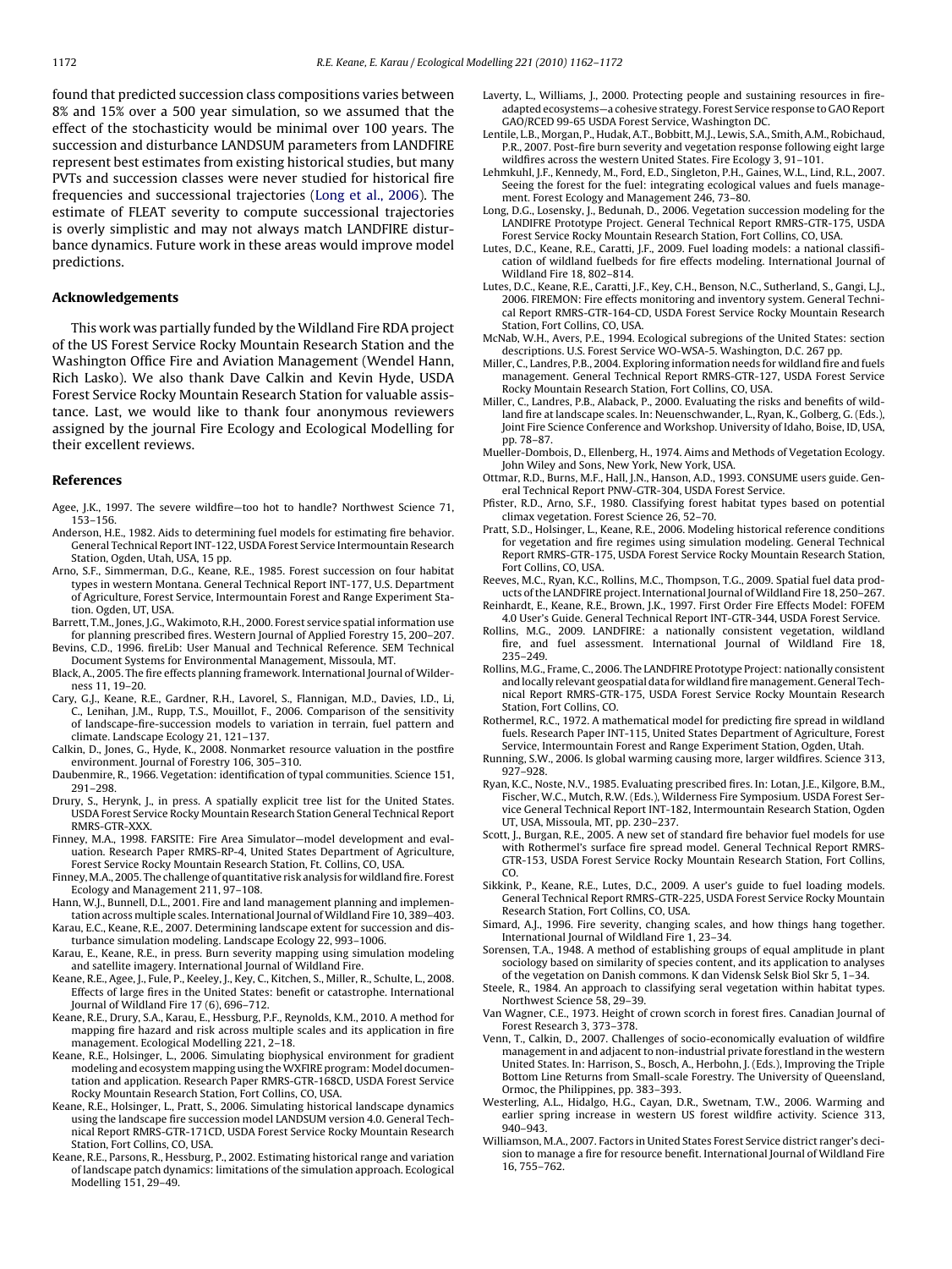found that predicted succession class compositions varies between 8% and 15% over a 500 year simulation, so we assumed that the effect of the stochasticity would be minimal over 100 years. The succession and disturbance LANDSUM parameters from LANDFIRE represent best estimates from existing historical studies, but many PVTs and succession classes were never studied for historical fire frequencies and successional trajectories (Long et al., 2006). The estimate of FLEAT severity to compute successional trajectories is overly simplistic and may not always match LANDFIRE disturbance dynamics. Future work in these areas would improve model predictions.

## Acknowledgements

This work was partially funded by the Wildland Fire RDA project of the US Forest Service Rocky Mountain Research Station and the Washington Office Fire and Aviation Management (Wendel Hann, Rich Lasko). We also thank Dave Calkin and Kevin Hyde, USDA Forest Service Rocky Mountain Research Station for valuable assistance. Last, we would like to thank four anonymous reviewers assigned by the journal Fire Ecology and Ecological Modelling for their excellent reviews.

## References

Agee, J.K., 1997. The severe wildfire—too hot to handle? Northwest Science 71, 153–156.

Anderson, H.E., 1982. Aids to determining fuel models for estimating fire behavior. General Technical Report INT-122, USDA Forest Service Intermountain Research Station, Ogden, Utah, USA, 15 pp.

Arno, S.F., Simmerman, D.G., Keane, R.E., 1985. Forest succession on four habitat types in western Montana. General Technical Report INT-177, U.S. Department of Agriculture, Forest Service, Intermountain Forest and Range Experiment Station. Ogden, UT, USA.

Barrett, T.M., Jones, J.G., Wakimoto, R.H., 2000. Forest service spatial information use for planning prescribed fires. Western Journal of Applied Forestry 15, 200–207.

Bevins, C.D., 1996. fireLib: User Manual and Technical Reference. SEM Technical Document Systems for Environmental Management, Missoula, MT.

Black, A., 2005. The fire effects planning framework. International Journal of Wilderness 11, 19–20.

Cary, G.J., Keane, R.E., Gardner, R.H., Lavorel, S., Flannigan, M.D., Davies, I.D., Li, C., Lenihan, J.M., Rupp, T.S., Mouillot, F., 2006. Comparison of the sensitivity of landscape-fire-succession models to variation in terrain, fuel pattern and climate. Landscape Ecology 21, 121–137.

Calkin, D., Jones, G., Hyde, K., 2008. Nonmarket resource valuation in the postfire environment. Journal of Forestry 106, 305–310.

Daubenmire, R., 1966. Vegetation: identification of typal communities. Science 151, 291–298.

Drury, S., Heryk, J., in press. A spatially explicit tree list for the United States. USDA Forest Service Rocky Mountain Research Station General Technical Report RMRS-GTR-XXX.

Finney, M.A., 1998. FARSITE: Fire Area Simulator—model development and evaluation. Research Paper RMRS-RP-4, United States Department of Agriculture, Forest Service, Rocky Mountain Research Station, Ft. Collins, CO, USA.

Finney, M.A., 2005. The challenge of quantitative risk analysis for wildland fire. Forest Ecology and Management 211, 97–108.

Hann, W.J., Bunnell, D.L., 2001. Fire and land management planning and implementation across multiple scales. International Journal of Wildland Fire 10, 389–403.

Karau, E.C., Keane, R.E., 2007. Determining landscape extent for succession and disturbance simulation modeling. Landscape Ecology 22, 993–1006.

Karau, E., Keane, R.E., in press. Burn severity mapping using simulation modeling and satellite imagery. International Journal of Wildland Fire.

Keane, R.E., Agee, J., Fule, P., Keeley, J., Key, C., Kitchen, S., Miller, R., Schulte, L., 2008. Effects of large fires in the United States: benefit or catastrophe. International Journal of Wildland Fire 17 (6), 696–712.

Keane, R.E., Drury, S.A., Karau, E., Hessburg, P.F., Reynolds, K.M., 2010. A method for mapping fire hazard and risk across multiple scales and its application in fire management. Ecological Modelling 221, 2–18.

Keane, R.E., Holsinger, L., 2006. Simulating biophysical environment for gradient modeling and ecosystem mapping using the WXFIRE program: Model documentation and application. Research Paper RMRS-GTR-168CD, USDA Forest Service Rocky Mountain Research Station, Fort Collins, CO, USA.

Keane, R.E., Holsinger, L., Pratt, S., 2006. Simulating historical landscape dynamics using the landscape fire succession model LANDSUM version 4.0. General Technical Report RMRS-GTR-171CD, USDA Forest Service Rocky Mountain Research Station, Fort Collins, CO, USA.

Keane, R.E., Parsons, R., Hessburg, P., 2002. Estimating historical range and variation of landscape patch dynamics: limitations of the simulation approach. Ecological Modelling 151, 29–49.

Laverty, L., Williams, J., 2000. Protecting people and sustaining resources in fire-adapted ecosystems—a cohesive strategy. Forest Service response to GAO Report GAO/RCED 99-65 USDA Forest Service, Washington DC.

Lentile, L.B., Morgan, P., Hudak, A.T., Bobbitt, M.J., Lewis, S.A., Smith, A.M., Robichaud, P.R., 2007. Post-fire burn severity and vegetation response following eight large wildfires across the western United States. Fire Ecology 3, 91–101.

Lehmkuhl, J.F., Kennedy, M., Ford, E.D., Singleton, P.H., Gaines, W.L., Lind, R.L., 2007. Seeing the forest for the fuel: integrating ecological values and fuels management. Forest Ecology and Management 246, 73–80.

Long, D.G., Losensky, J., Bedunah, D., 2006. Vegetation succession modeling for the LANDIFRE Prototype Project. General Technical Report RMRS-GTR-175, USDA Forest Service Rocky Mountain Research Station, Fort Collins, CO, USA.

Lutes, D.C., Keane, R.E., Caratti, J.F., 2009. Fuel loading models: a national classification of wildland fuelbeds for fire effects modeling. International Journal of Wildland Fire 18, 802–814.

Lutes, D.C., Keane, R.E., Caratti, J.F., Key, C.H., Benson, N.C., Sutherland, S., Gangi, L.J., 2006. FIREMON: Fire effects monitoring and inventory system. General Technical Report RMRS-GTR-164-CD, USDA Forest Service Rocky Mountain Research Station, Fort Collins, CO, USA.

McNab, W.H., Avers, P.E., 1994. Ecological subregions of the United States: section descriptions. U.S. Forest Service WO-WSA-5. Washington, D.C. 267 pp.

Miller, C., Landres, P.B., 2004. Exploring information needs for wildland fire and fuels management. General Technical Report RMRS-GTR-127, USDA Forest Service Rocky Mountain Research Station, Fort Collins, CO, USA.

Miller, C., Landres, P.B., Alaback, P., 2000. Evaluating the risks and benefits of wildland fire at landscape scales. In: Neuenschwander, L., Ryan, K., Golberg, G. (Eds.), Joint Fire Science Conference and Workshop. University of Idaho, Boise, ID, USA, pp. 78–87.

Mueller-Dombois, D., Ellenberg, H., 1974. Aims and Methods of Vegetation Ecology. John Wiley and Sons, New York, New York, USA.

Ottmar, R.D., Burns, M.F., Hall, J.N., Hanson, A.D., 1993. CONSUME users guide. General Technical Report PNW-GTR-304, USDA Forest Service.

Pfister, R.D., Arno, S.F., 1980. Classifying forest habitat types based on potential climax vegetation. Forest Science 26, 52–70.

Pratt, S.D., Holsinger, L., Keane, R.E., 2006. Modeling historical reference conditions for vegetation and fire regimes using simulation modeling. General Technical Report RMRS-GTR-175, USDA Forest Service Rocky Mountain Research Station, Fort Collins, CO, USA.

Reeves, M.C., Ryan, K.C., Rollins, M.C., Thompson, T.G., 2009. Spatial fuel data products of the LANDFIRE project. International Journal of Wildland Fire 18, 250–267.

Reinhardt, E., Keane, R.E., Brown, J.K., 1997. First Order Fire Effects Model: FOFEM 4.0 User's Guide. General Technical Report INT-GTR-344, USDA Forest Service.

Rollins, M.G., 2009. LANDFIRE: a nationally consistent vegetation, wildland fire, and fuel assessment. International Journal of Wildland Fire 18, 235–249.

Rollins, M.G., Frame, C., 2006. The LANDFIRE Prototype Project: nationally consistent and locally relevant geospatial data for wildland fire management. General Technical Report RMRS-GTR-175, USDA Forest Service Rocky Mountain Research Station, Fort Collins, CO.

Rothermel, R.C., 1972. A mathematical model for predicting fire spread in wildland fuels. Research Paper INT-115, United States Department of Agriculture, Forest Service, Intermountain Forest and Range Experiment Station, Ogden, Utah.

Running, S.W., 2006. Is global warming causing more, larger wildfires. Science 313, 927–928.

Ryan, K.C., Noste, N.V., 1985. Evaluating prescribed fires. In: Lotan, J.E., Kilgore, B.M., Fischer, W.C., Mutch, R.W. (Eds.), Wilderness Fire Symposium. USDA Forest Service General Technical Report INT-182, Intermountain Research Station, Ogden UT, USA, Missoula, MT, pp. 230–237.

Scott, J., Burgan, R.E., 2005. A new set of standard fire behavior fuel models for use with Rothermel's surface fire spread model. General Technical Report RMRS-GTR-153, USDA Forest Service Rocky Mountain Research Station, Fort Collins, CO.

Sikkink, P., Keane, R.E., Lutes, D.C., 2009. A user's guide to fuel loading models. General Technical Report RMRS-GTR-225, USDA Forest Service Rocky Mountain Research Station, Fort Collins, CO, USA.

Simard, A.J., 1996. Fire severity, changing scales, and how things hang together. International Journal of Wildland Fire 1, 23–34.

Sorensen, T.A., 1948. A method of establishing groups of equal amplitude in plant sociology based on similarity of species content, and its application to analyses of the vegetation on Danish commons. K dan Vidensk Selsk Biol Skr 5, 1–34.

Steele, R., 1984. An approach to classifying seral vegetation within habitat types. Northwest Science 58, 29–39.

Van Wagner, C.E., 1973. Height of crown scorch in forest fires. Canadian Journal of Forest Research 3, 373–378.

Venn, T., Calkin, D., 2007. Challenges of socio-economically evaluation of wildfire management in and adjacent to non-industrial private forestland in the western United States. In: Harrison, S., Bosch, A., Herbohn, J. (Eds.), Improving the Triple Bottom Line Returns from Small-scale Forestry. The University of Queensland, Ormoc, the Philippines, pp. 383–393.

Westerling, A.L., Hidalgo, H.G., Cayan, D.R., Swetnam, T.W., 2006. Warming and earlier spring increase in western US forest wildfire activity. Science 313, 940–943.

Williamson, M.A., 2007. Factors in United States Forest Service district ranger's decision to manage a fire for resource benefit. International Journal of Wildland Fire 16, 755–762.